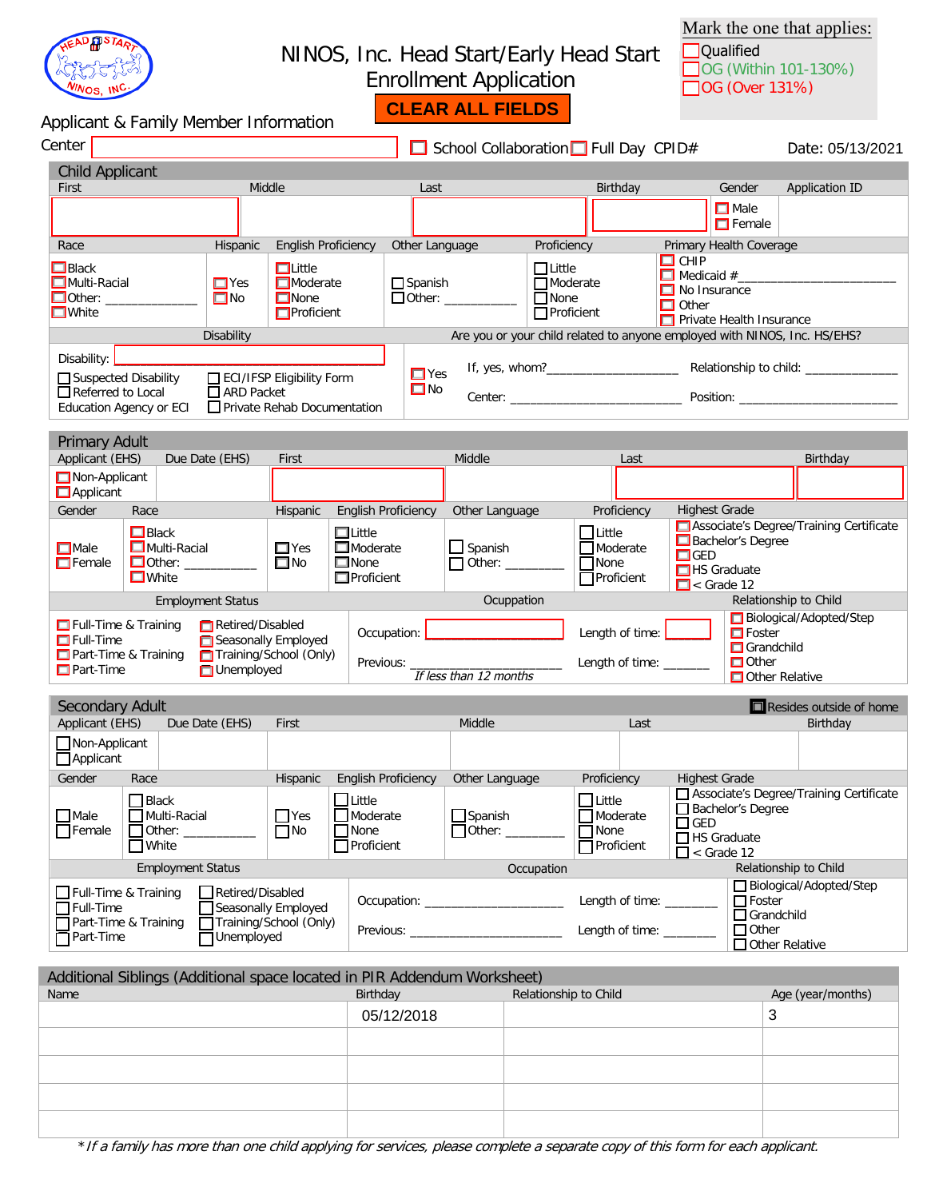HEAD START NINOS, INC.

# NINOS, Inc. Head Start/Early Head Start Enrollment Application

CLEAR ALL FIELDS

**Mark the one that applies:**
- ☐ Qualified
- ☐ OG (Within 101-130%)
- ☐ OG (Over 131%)

## Applicant & Family Member Information

Center: ______________ ☐ School Collaboration ☐ Full Day CPID# Date: 05/13/2021

### Child Applicant

| First | Middle | Last | Birthday | Gender | Application ID |
|---|---|---|---|---|---|
| | | | | ☐ Male ☐ Female | |

| Race | Hispanic | English Proficiency | Other Language | Proficiency | Primary Health Coverage |
|---|---|---|---|---|---|
| ☐ Black ☐ Multi-Racial ☐ Other: ____________ ☐ White | ☐ Yes ☐ No | ☐ Little ☐ Moderate ☐ None ☐ Proficient | ☐ Spanish ☐ Other: __________ | ☐ Little ☐ Moderate ☐ None ☐ Proficient | ☐ CHIP ☐ Medicaid #____________________ ☐ No Insurance ☐ Other ☐ Private Health Insurance |

**Disability**

Disability: ______________

- ☐ Suspected Disability
- ☐ Referred to Local Education Agency or ECI
- ☐ ECI/IFSP Eligibility Form
- ☐ ARD Packet
- ☐ Private Rehab Documentation

**Are you or your child related to anyone employed with NINOS, Inc. HS/EHS?**

☐ Yes ☐ No

If, yes, whom?__________________ Relationship to child: ____________

Center: ________________________ Position: ______________________

### Primary Adult

| Applicant (EHS) | Due Date (EHS) | First | Middle | Last | Birthday |
|---|---|---|---|---|---|
| ☐ Non-Applicant ☐ Applicant | | | | | |

| Gender | Race | Hispanic | English Proficiency | Other Language | Proficiency | Highest Grade |
|---|---|---|---|---|---|---|
| ☐ Male ☐ Female | ☐ Black ☐ Multi-Racial ☐ Other: __________ ☐ White | ☐ Yes ☐ No | ☐ Little ☐ Moderate ☐ None ☐ Proficient | ☐ Spanish ☐ Other: __________ | ☐ Little ☐ Moderate ☐ None ☐ Proficient | ☐ Associate's Degree/Training Certificate ☐ Bachelor's Degree ☐ GED ☐ HS Graduate ☐ < Grade 12 |

| Employment Status | | Occupation | Relationship to Child |
|---|---|---|---|
| ☐ Full-Time & Training ☐ Full-Time ☐ Part-Time & Training ☐ Part-Time | ☐ Retired/Disabled ☐ Seasonally Employed ☐ Training/School (Only) ☐ Unemployed | Occupation: ______________ Length of time: ______ Previous: ____________________ Length of time: ______ *If less than 12 months* | ☐ Biological/Adopted/Step ☐ Foster ☐ Grandchild ☐ Other ☐ Other Relative |

### Secondary Adult

☐ Resides outside of home

| Applicant (EHS) | Due Date (EHS) | First | Middle | Last | Birthday |
|---|---|---|---|---|---|
| ☐ Non-Applicant ☐ Applicant | | | | | |

| Gender | Race | Hispanic | English Proficiency | Other Language | Proficiency | Highest Grade |
|---|---|---|---|---|---|---|
| ☐ Male ☐ Female | ☐ Black ☐ Multi-Racial ☐ Other: __________ ☐ White | ☐ Yes ☐ No | ☐ Little ☐ Moderate ☐ None ☐ Proficient | ☐ Spanish ☐ Other: __________ | ☐ Little ☐ Moderate ☐ None ☐ Proficient | ☐ Associate's Degree/Training Certificate ☐ Bachelor's Degree ☐ GED ☐ HS Graduate ☐ < Grade 12 |

| Employment Status | | Occupation | Relationship to Child |
|---|---|---|---|
| ☐ Full-Time & Training ☐ Full-Time ☐ Part-Time & Training ☐ Part-Time | ☐ Retired/Disabled ☐ Seasonally Employed ☐ Training/School (Only) ☐ Unemployed | Occupation: ____________________ Length of time: _______ Previous: ____________________ Length of time: _______ | ☐ Biological/Adopted/Step ☐ Foster ☐ Grandchild ☐ Other ☐ Other Relative |

### Additional Siblings (Additional space located in PIR Addendum Worksheet)

| Name | Birthday | Relationship to Child | Age (year/months) |
|---|---|---|---|
| | 05/12/2018 | | 3 |
| | | | |
| | | | |
| | | | |
| | | | |

*\* If a family has more than one child applying for services, please complete a separate copy of this form for each applicant.*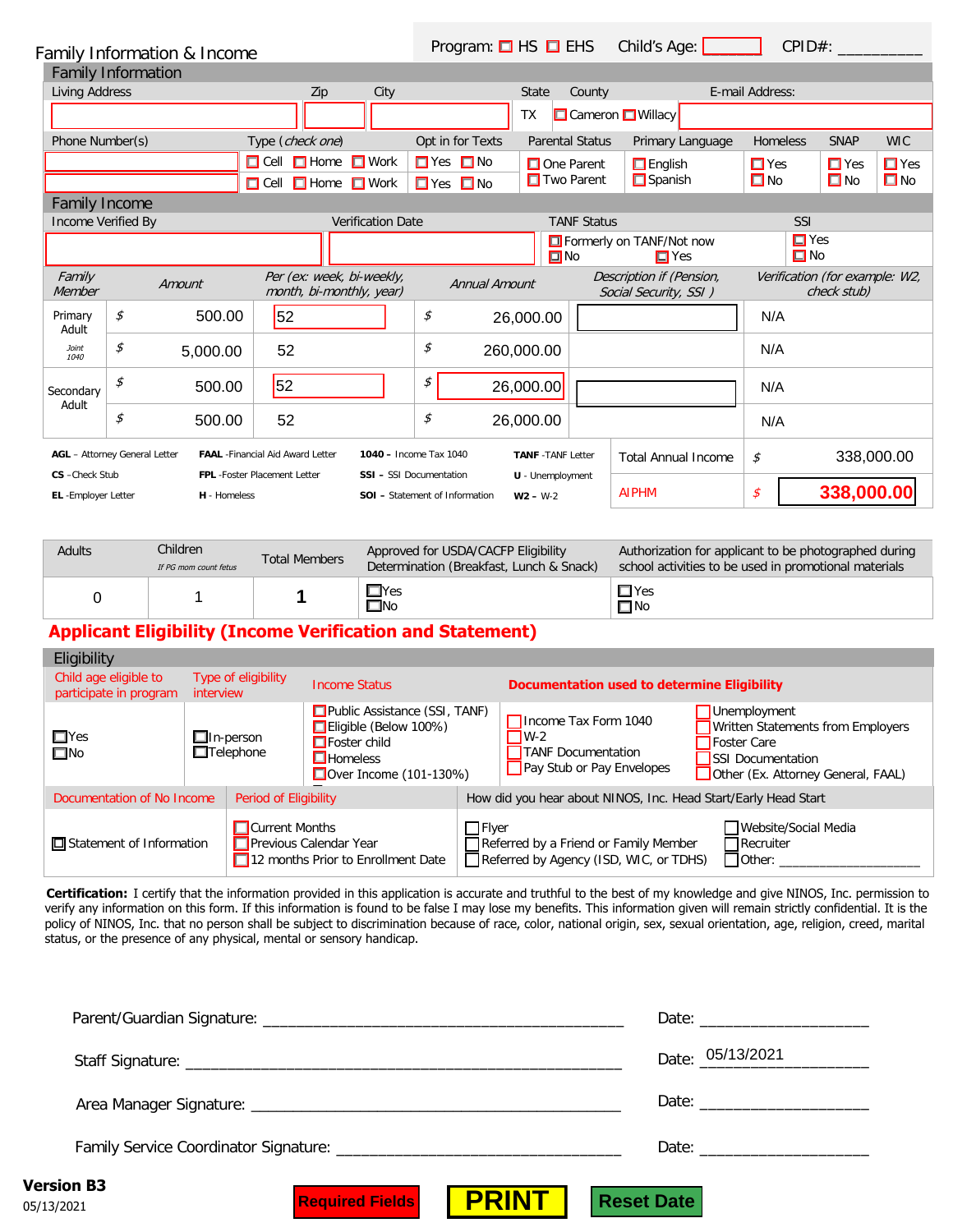# Family Information & Income

Program: ☐ HS ☐ EHS  Child's Age: ____  CPID#: __________

## Family Information

| Living Address | Zip | City | State | County | E-mail Address: |
|---|---|---|---|---|---|
| | | | TX | ☐ Cameron ☐ Willacy | |

| Phone Number(s) | Type (*check one*) | Opt in for Texts | Parental Status | Primary Language | Homeless | SNAP | WIC |
|---|---|---|---|---|---|---|---|
| | ☐ Cell ☐ Home ☐ Work | ☐ Yes ☐ No | ☐ One Parent | ☐ English | ☐ Yes | ☐ Yes | ☐ Yes |
| | ☐ Cell ☐ Home ☐ Work | ☐ Yes ☐ No | ☐ Two Parent | ☐ Spanish | ☐ No | ☐ No | ☐ No |

## Family Income

| Income Verified By | Verification Date | TANF Status | SSI |
|---|---|---|---|
| | | ☐ Formerly on TANF/Not now ☐ No ☐ Yes | ☐ Yes ☐ No |

| *Family Member* | *Amount* | *Per (ex: week, bi-weekly, month, bi-monthly, year)* | *Annual Amount* | *Description if (Pension, Social Security, SSI )* | *Verification (for example: W2, check stub)* |
|---|---|---|---|---|---|
| Primary Adult | $ 500.00 | 52 | $ 26,000.00 | | N/A |
| *Joint 1040* | $ 5,000.00 | 52 | $ 260,000.00 | | N/A |
| Secondary Adult | $ 500.00 | 52 | $ 26,000.00 | | N/A |
| | $ 500.00 | 52 | $ 26,000.00 | | N/A |

**AGL** – Attorney General Letter  **FAAL** -Financial Aid Award Letter  **1040** – Income Tax 1040  **TANF** -TANF Letter
**CS** -Check Stub  **FPL** -Foster Placement Letter  **SSI** - SSI Documentation  **U** - Unemployment
**EL** -Employer Letter  **H** - Homeless  **SOI** – Statement of Information  **W2** – W-2

| | |
|---|---|
| Total Annual Income | $ 338,000.00 |
| AIPHM | $ **338,000.00** |

| Adults | Children *If PG mom count fetus* | Total Members | Approved for USDA/CACFP Eligibility Determination (Breakfast, Lunch & Snack) | Authorization for applicant to be photographed during school activities to be used in promotional materials |
|---|---|---|---|---|
| 0 | 1 | **1** | ☐ Yes ☐ No | ☐ Yes ☐ No |

## Applicant Eligibility (Income Verification and Statement)

### Eligibility

| Child age eligible to participate in program | Type of eligibility interview | Income Status | Documentation used to determine Eligibility | |
|---|---|---|---|---|
| ☐ Yes ☐ No | ☐ In-person ☐ Telephone | ☐ Public Assistance (SSI, TANF) ☐ Eligible (Below 100%) ☐ Foster child ☐ Homeless ☐ Over Income (101-130%) | ☐ Income Tax Form 1040 ☐ W-2 ☐ TANF Documentation ☐ Pay Stub or Pay Envelopes | ☐ Unemployment ☐ Written Statements from Employers ☐ Foster Care ☐ SSI Documentation ☐ Other (Ex. Attorney General, FAAL) |

| Documentation of No Income | Period of Eligibility | How did you hear about NINOS, Inc. Head Start/Early Head Start | |
|---|---|---|---|
| ☐ Statement of Information | ☐ Current Months ☐ Previous Calendar Year ☐ 12 months Prior to Enrollment Date | ☐ Flyer ☐ Referred by a Friend or Family Member ☐ Referred by Agency (ISD, WIC, or TDHS) | ☐ Website/Social Media ☐ Recruiter ☐ Other: __________________ |

**Certification:** I certify that the information provided in this application is accurate and truthful to the best of my knowledge and give NINOS, Inc. permission to verify any information on this form. If this information is found to be false I may lose my benefits. This information given will remain strictly confidential. It is the policy of NINOS, Inc. that no person shall be subject to discrimination because of race, color, national origin, sex, sexual orientation, age, religion, creed, marital status, or the presence of any physical, mental or sensory handicap.

Parent/Guardian Signature: ______________________________ Date: ______________

Staff Signature: ______________________________ Date: 05/13/2021

Area Manager Signature: ______________________________ Date: ______________

Family Service Coordinator Signature: ______________________________ Date: ______________

**Version B3**
05/13/2021

Required Fields  PRINT  Reset Date